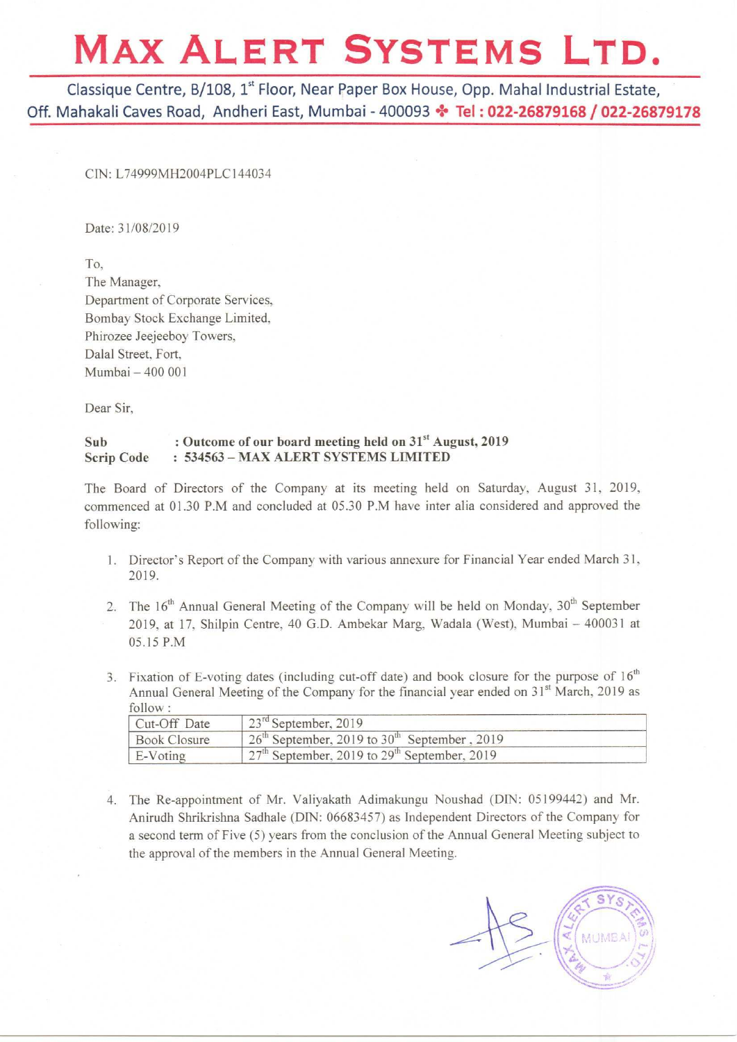# MAX ALERT SYSTEMS LTD.

Classique Centre, B/108, 1st Floor, Near Paper Box House, Opp. Mahal Industrial Estate, Off. Mahakali Caves Road, Andheri East, Mumbai - 400093 ❖ Tel : 022-26879168 / 022-26879178

CIN: L74999MH2004PLC144034

Date: 31/08/2019

To,
The Manager,
Department of Corporate Services,
Bombay Stock Exchange Limited,
Phirozee Jeejeeboy Towers,
Dalal Street, Fort,
Mumbai – 400 001

Dear Sir,

**Sub : Outcome of our board meeting held on 31st August, 2019**
**Scrip Code : 534563 – MAX ALERT SYSTEMS LIMITED**

The Board of Directors of the Company at its meeting held on Saturday, August 31, 2019, commenced at 01.30 P.M and concluded at 05.30 P.M have inter alia considered and approved the following:

1. Director's Report of the Company with various annexure for Financial Year ended March 31, 2019.

2. The 16th Annual General Meeting of the Company will be held on Monday, 30th September 2019, at 17, Shilpin Centre, 40 G.D. Ambekar Marg, Wadala (West), Mumbai – 400031 at 05.15 P.M

3. Fixation of E-voting dates (including cut-off date) and book closure for the purpose of 16th Annual General Meeting of the Company for the financial year ended on 31st March, 2019 as follow :

| Cut-Off Date | 23rd September, 2019 |
|---|---|
| Book Closure | 26th September, 2019 to 30th September , 2019 |
| E-Voting | 27th September, 2019 to 29th September, 2019 |

4. The Re-appointment of Mr. Valiyakath Adimakungu Noushad (DIN: 05199442) and Mr. Anirudh Shrikrishna Sadhale (DIN: 06683457) as Independent Directors of the Company for a second term of Five (5) years from the conclusion of the Annual General Meeting subject to the approval of the members in the Annual General Meeting.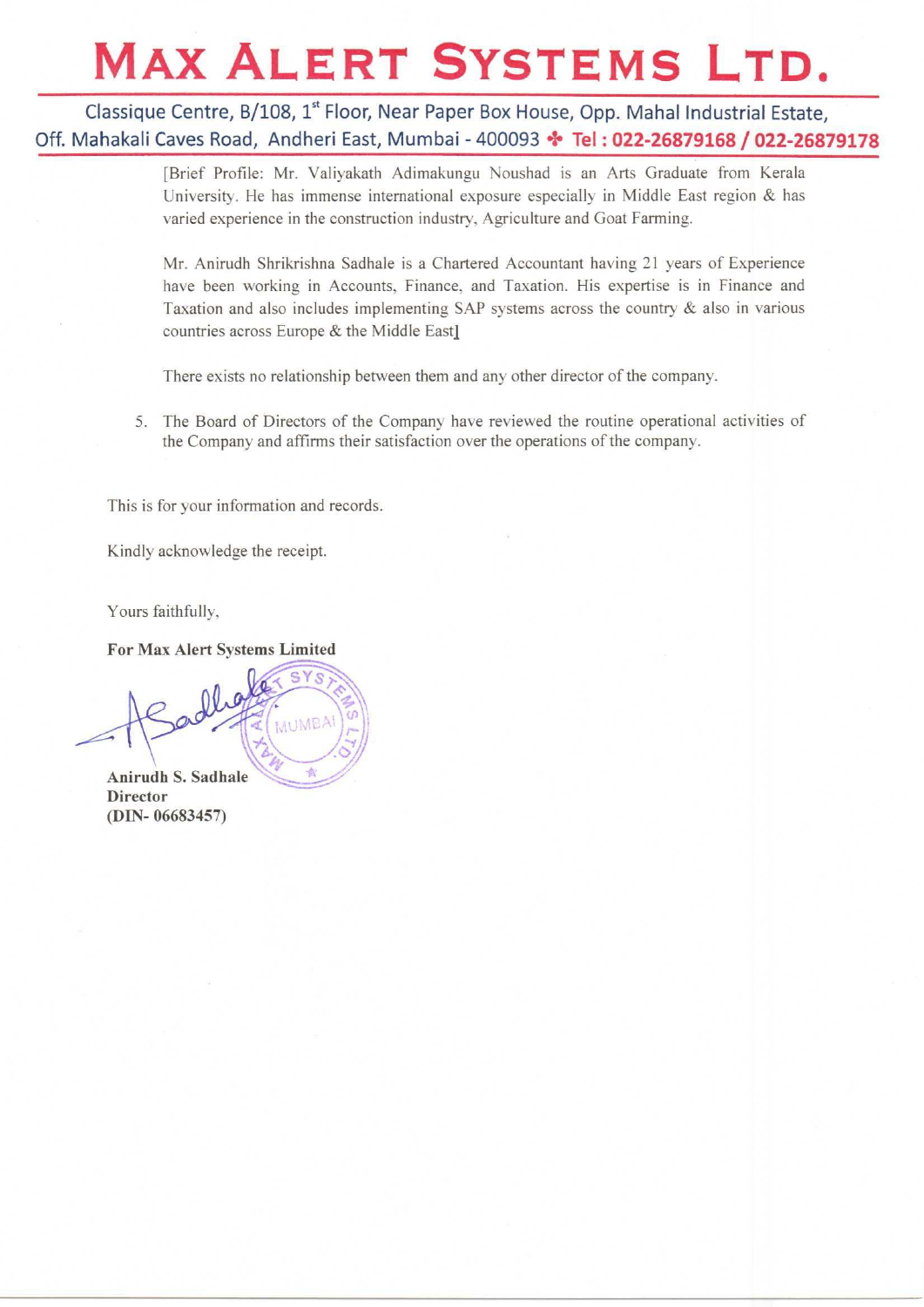# MAX ALERT SYSTEMS LTD.

Classique Centre, B/108, 1st Floor, Near Paper Box House, Opp. Mahal Industrial Estate, Off. Mahakali Caves Road, Andheri East, Mumbai - 400093 ✤ Tel : 022-26879168 / 022-26879178

[Brief Profile: Mr. Valiyakath Adimakungu Noushad is an Arts Graduate from Kerala University. He has immense international exposure especially in Middle East region & has varied experience in the construction industry, Agriculture and Goat Farming.

Mr. Anirudh Shrikrishna Sadhale is a Chartered Accountant having 21 years of Experience have been working in Accounts, Finance, and Taxation. His expertise is in Finance and Taxation and also includes implementing SAP systems across the country & also in various countries across Europe & the Middle East]

There exists no relationship between them and any other director of the company.

5. The Board of Directors of the Company have reviewed the routine operational activities of the Company and affirms their satisfaction over the operations of the company.

This is for your information and records.

Kindly acknowledge the receipt.

Yours faithfully,

**For Max Alert Systems Limited**

**Anirudh S. Sadhale**
**Director**
**(DIN- 06683457)**